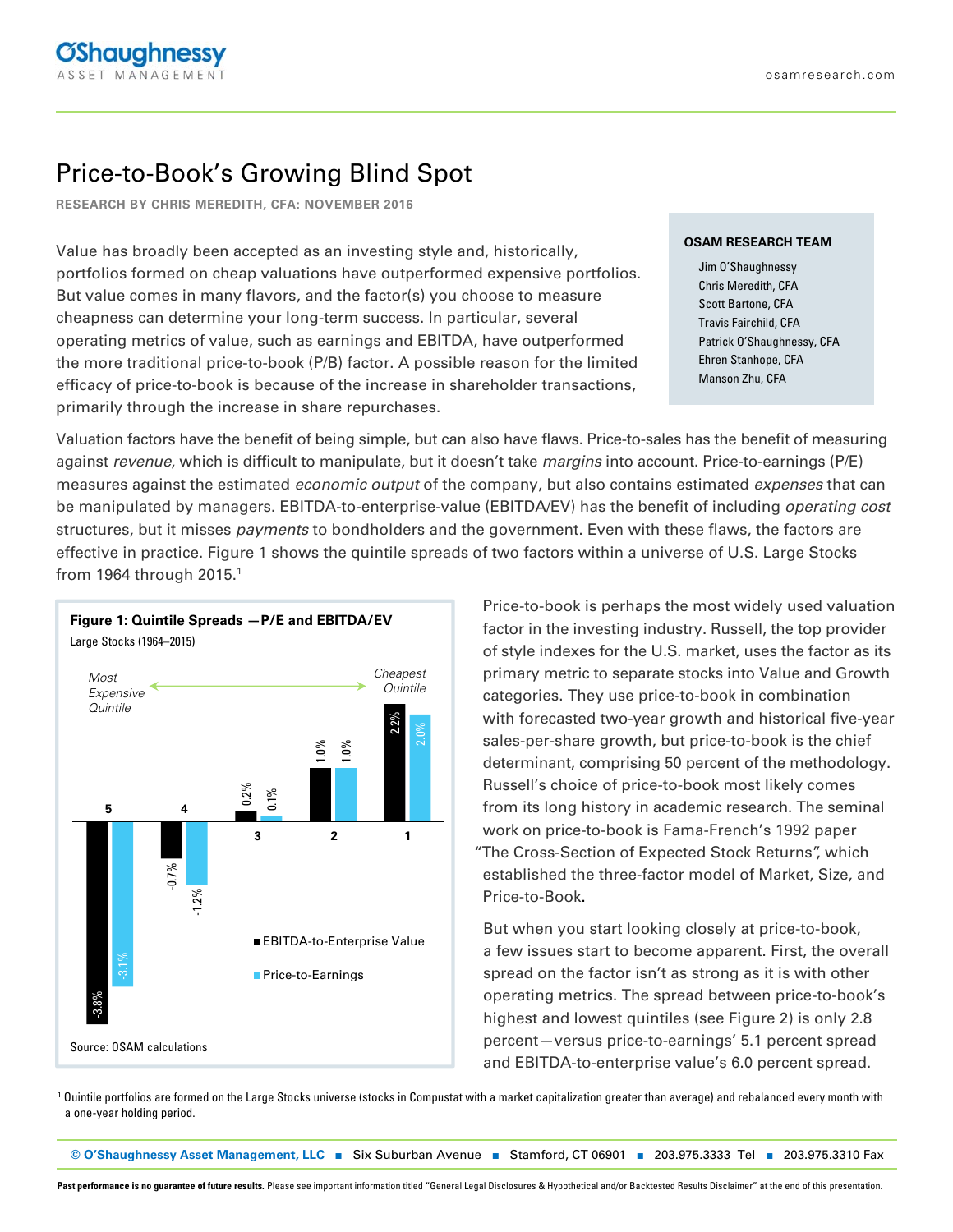# Price-to-Book's Growing Blind Spot

**RESEARCH BY CHRIS MEREDITH, CFA: NOVEMBER 2016**

**OSAM RESEARCH TEAM**

Jim O'Shaughnessy
Chris Meredith, CFA
Scott Bartone, CFA
Travis Fairchild, CFA
Patrick O'Shaughnessy, CFA
Ehren Stanhope, CFA
Manson Zhu, CFA

Value has broadly been accepted as an investing style and, historically, portfolios formed on cheap valuations have outperformed expensive portfolios. But value comes in many flavors, and the factor(s) you choose to measure cheapness can determine your long-term success. In particular, several operating metrics of value, such as earnings and EBITDA, have outperformed the more traditional price-to-book (P/B) factor. A possible reason for the limited efficacy of price-to-book is because of the increase in shareholder transactions, primarily through the increase in share repurchases.

Valuation factors have the benefit of being simple, but can also have flaws. Price-to-sales has the benefit of measuring against *revenue*, which is difficult to manipulate, but it doesn't take *margins* into account. Price-to-earnings (P/E) measures against the estimated *economic output* of the company, but also contains estimated *expenses* that can be manipulated by managers. EBITDA-to-enterprise-value (EBITDA/EV) has the benefit of including *operating cost* structures, but it misses *payments* to bondholders and the government. Even with these flaws, the factors are effective in practice. Figure 1 shows the quintile spreads of two factors within a universe of U.S. Large Stocks from 1964 through 2015.[1]

**Figure 1: Quintile Spreads —P/E and EBITDA/EV**
Large Stocks (1964–2015)

| Quintile | EBITDA-to-Enterprise Value | Price-to-Earnings |
|---|---|---|
| 5 (Most Expensive Quintile) | -3.8% | -3.1% |
| 4 | -0.7% | -1.2% |
| 3 | 0.2% | 0.1% |
| 2 | 1.0% | 1.0% |
| 1 (Cheapest Quintile) | 2.2% | 2.0% |

Source: OSAM calculations

Price-to-book is perhaps the most widely used valuation factor in the investing industry. Russell, the top provider of style indexes for the U.S. market, uses the factor as its primary metric to separate stocks into Value and Growth categories. They use price-to-book in combination with forecasted two-year growth and historical five-year sales-per-share growth, but price-to-book is the chief determinant, comprising 50 percent of the methodology. Russell's choice of price-to-book most likely comes from its long history in academic research. The seminal work on price-to-book is Fama-French's 1992 paper "The Cross-Section of Expected Stock Returns", which established the three-factor model of Market, Size, and Price-to-Book.

But when you start looking closely at price-to-book, a few issues start to become apparent. First, the overall spread on the factor isn't as strong as it is with other operating metrics. The spread between price-to-book's highest and lowest quintiles (see Figure 2) is only 2.8 percent—versus price-to-earnings' 5.1 percent spread and EBITDA-to-enterprise value's 6.0 percent spread.

[1] Quintile portfolios are formed on the Large Stocks universe (stocks in Compustat with a market capitalization greater than average) and rebalanced every month with a one-year holding period.

**Past performance is no guarantee of future results.** Please see important information titled "General Legal Disclosures & Hypothetical and/or Backtested Results Disclaimer" at the end of this presentation.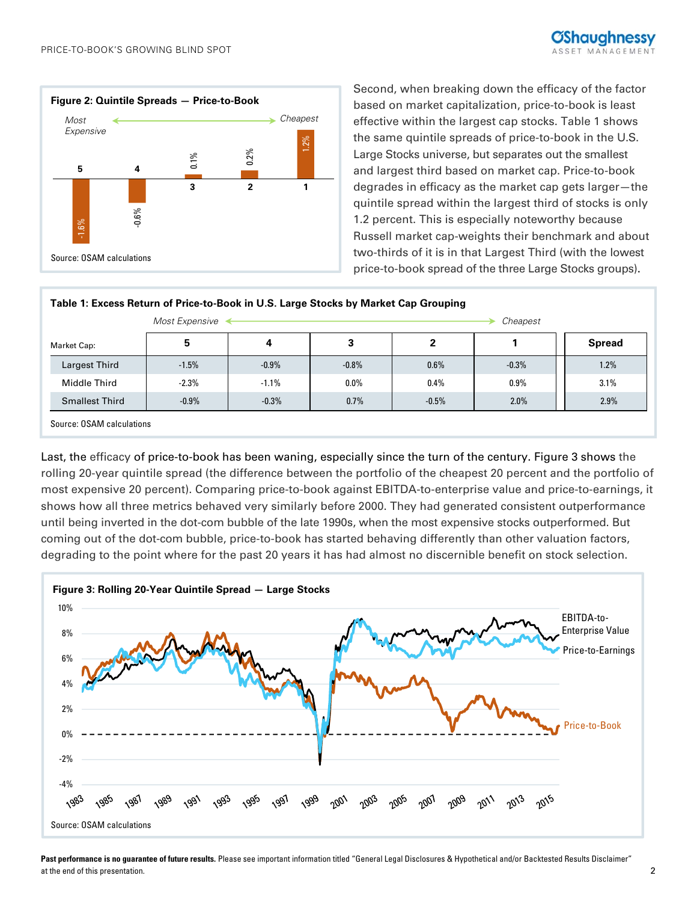**Figure 2: Quintile Spreads — Price-to-Book**

Source: OSAM calculations

Second, when breaking down the efficacy of the factor based on market capitalization, price-to-book is least effective within the largest cap stocks. Table 1 shows the same quintile spreads of price-to-book in the U.S. Large Stocks universe, but separates out the smallest and largest third based on market cap. Price-to-book degrades in efficacy as the market cap gets larger—the quintile spread within the largest third of stocks is only 1.2 percent. This is especially noteworthy because Russell market cap-weights their benchmark and about two-thirds of it is in that Largest Third (with the lowest price-to-book spread of the three Large Stocks groups).

**Table 1: Excess Return of Price-to-Book in U.S. Large Stocks by Market Cap Grouping**

| Market Cap: | 5 (Most Expensive) | 4 | 3 | 2 | 1 (Cheapest) | Spread |
|---|---|---|---|---|---|---|
| Largest Third | -1.5% | -0.9% | -0.8% | 0.6% | -0.3% | 1.2% |
| Middle Third | -2.3% | -1.1% | 0.0% | 0.4% | 0.9% | 3.1% |
| Smallest Third | -0.9% | -0.3% | 0.7% | -0.5% | 2.0% | 2.9% |

Source: OSAM calculations

Last, the efficacy of price-to-book has been waning, especially since the turn of the century. Figure 3 shows the rolling 20-year quintile spread (the difference between the portfolio of the cheapest 20 percent and the portfolio of most expensive 20 percent). Comparing price-to-book against EBITDA-to-enterprise value and price-to-earnings, it shows how all three metrics behaved very similarly before 2000. They had generated consistent outperformance until being inverted in the dot-com bubble of the late 1990s, when the most expensive stocks outperformed. But coming out of the dot-com bubble, price-to-book has started behaving differently than other valuation factors, degrading to the point where for the past 20 years it has had almost no discernible benefit on stock selection.

**Figure 3: Rolling 20-Year Quintile Spread — Large Stocks**

Source: OSAM calculations

**Past performance is no guarantee of future results.** Please see important information titled "General Legal Disclosures & Hypothetical and/or Backtested Results Disclaimer" at the end of this presentation.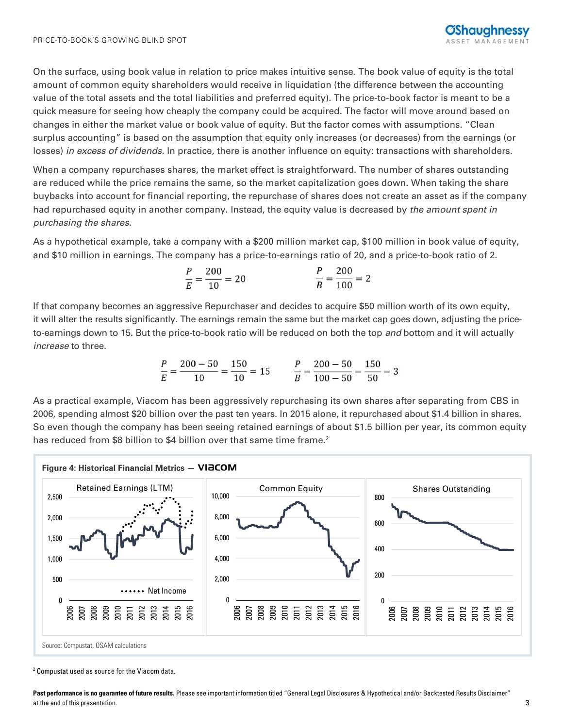On the surface, using book value in relation to price makes intuitive sense. The book value of equity is the total amount of common equity shareholders would receive in liquidation (the difference between the accounting value of the total assets and the total liabilities and preferred equity). The price-to-book factor is meant to be a quick measure for seeing how cheaply the company could be acquired. The factor will move around based on changes in either the market value or book value of equity. But the factor comes with assumptions. "Clean surplus accounting" is based on the assumption that equity only increases (or decreases) from the earnings (or losses) *in excess of dividends*. In practice, there is another influence on equity: transactions with shareholders.

When a company repurchases shares, the market effect is straightforward. The number of shares outstanding are reduced while the price remains the same, so the market capitalization goes down. When taking the share buybacks into account for financial reporting, the repurchase of shares does not create an asset as if the company had repurchased equity in another company. Instead, the equity value is decreased by *the amount spent in purchasing the shares*.

As a hypothetical example, take a company with a $200 million market cap, $100 million in book value of equity, and $10 million in earnings. The company has a price-to-earnings ratio of 20, and a price-to-book ratio of 2.

$$\frac{P}{E} = \frac{200}{10} = 20 \qquad \frac{P}{B} = \frac{200}{100} = 2$$

If that company becomes an aggressive Repurchaser and decides to acquire $50 million worth of its own equity, it will alter the results significantly. The earnings remain the same but the market cap goes down, adjusting the price-to-earnings down to 15. But the price-to-book ratio will be reduced on both the top *and* bottom and it will actually *increase* to three.

$$\frac{P}{E} = \frac{200 - 50}{10} = \frac{150}{10} = 15 \qquad \frac{P}{B} = \frac{200 - 50}{100 - 50} = \frac{150}{50} = 3$$

As a practical example, Viacom has been aggressively repurchasing its own shares after separating from CBS in 2006, spending almost $20 billion over the past ten years. In 2015 alone, it repurchased about $1.4 billion in shares. So even though the company has been seeing retained earnings of about $1.5 billion per year, its common equity has reduced from $8 billion to $4 billion over that same time frame.[2]

**Figure 4: Historical Financial Metrics — VIACOM**

Source: Compustat, OSAM calculations

[2] Compustat used as source for the Viacom data.

**Past performance is no guarantee of future results.** Please see important information titled "General Legal Disclosures & Hypothetical and/or Backtested Results Disclaimer" at the end of this presentation.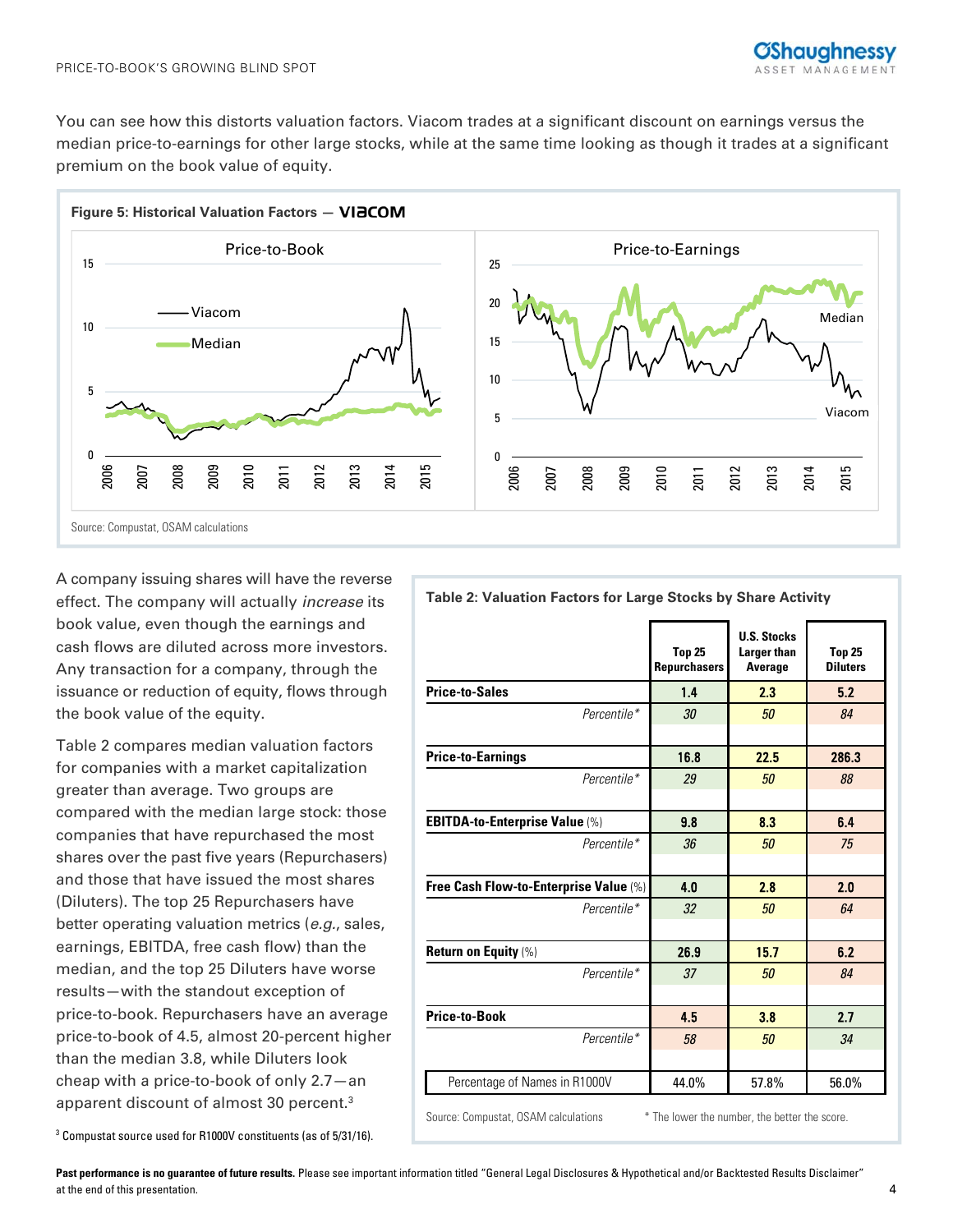You can see how this distorts valuation factors. Viacom trades at a significant discount on earnings versus the median price-to-earnings for other large stocks, while at the same time looking as though it trades at a significant premium on the book value of equity.

**Figure 5: Historical Valuation Factors — VIACOM**

Source: Compustat, OSAM calculations

A company issuing shares will have the reverse effect. The company will actually *increase* its book value, even though the earnings and cash flows are diluted across more investors. Any transaction for a company, through the issuance or reduction of equity, flows through the book value of the equity.

Table 2 compares median valuation factors for companies with a market capitalization greater than average. Two groups are compared with the median large stock: those companies that have repurchased the most shares over the past five years (Repurchasers) and those that have issued the most shares (Diluters). The top 25 Repurchasers have better operating valuation metrics (*e.g.*, sales, earnings, EBITDA, free cash flow) than the median, and the top 25 Diluters have worse results—with the standout exception of price-to-book. Repurchasers have an average price-to-book of 4.5, almost 20-percent higher than the median 3.8, while Diluters look cheap with a price-to-book of only 2.7—an apparent discount of almost 30 percent.[3]

**Table 2: Valuation Factors for Large Stocks by Share Activity**

| | Top 25 Repurchasers | U.S. Stocks Larger than Average | Top 25 Diluters |
|---|---|---|---|
| **Price-to-Sales** | 1.4 | 2.3 | 5.2 |
| *Percentile** | *30* | *50* | *84* |
| **Price-to-Earnings** | 16.8 | 22.5 | 286.3 |
| *Percentile** | *29* | *50* | *88* |
| **EBITDA-to-Enterprise Value** (%) | 9.8 | 8.3 | 6.4 |
| *Percentile** | *36* | *50* | *75* |
| **Free Cash Flow-to-Enterprise Value** (%) | 4.0 | 2.8 | 2.0 |
| *Percentile** | *32* | *50* | *64* |
| **Return on Equity** (%) | 26.9 | 15.7 | 6.2 |
| *Percentile** | *37* | *50* | *84* |
| **Price-to-Book** | 4.5 | 3.8 | 2.7 |
| *Percentile** | *58* | *50* | *34* |
| Percentage of Names in R1000V | 44.0% | 57.8% | 56.0% |

Source: Compustat, OSAM calculations * The lower the number, the better the score.

[3] Compustat source used for R1000V constituents (as of 5/31/16).

**Past performance is no guarantee of future results.** Please see important information titled "General Legal Disclosures & Hypothetical and/or Backtested Results Disclaimer" at the end of this presentation.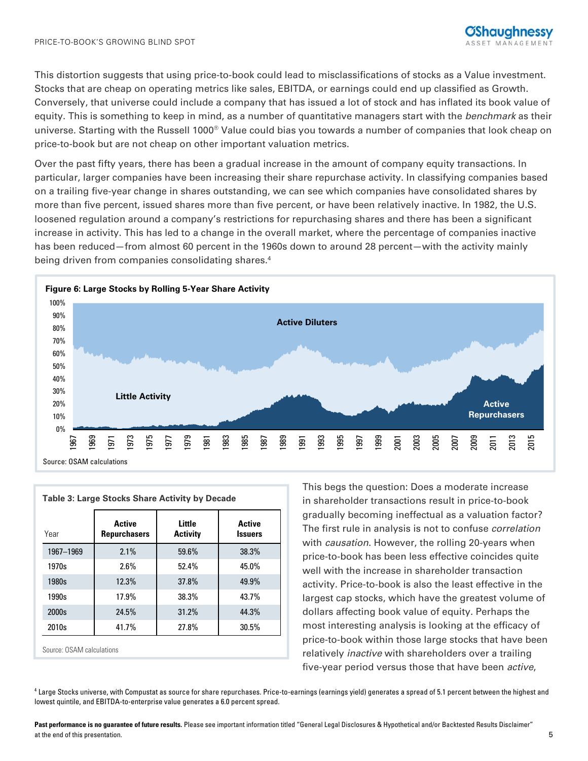This distortion suggests that using price-to-book could lead to misclassifications of stocks as a Value investment. Stocks that are cheap on operating metrics like sales, EBITDA, or earnings could end up classified as Growth. Conversely, that universe could include a company that has issued a lot of stock and has inflated its book value of equity. This is something to keep in mind, as a number of quantitative managers start with the *benchmark* as their universe. Starting with the Russell 1000® Value could bias you towards a number of companies that look cheap on price-to-book but are not cheap on other important valuation metrics.

Over the past fifty years, there has been a gradual increase in the amount of company equity transactions. In particular, larger companies have been increasing their share repurchase activity. In classifying companies based on a trailing five-year change in shares outstanding, we can see which companies have consolidated shares by more than five percent, issued shares more than five percent, or have been relatively inactive. In 1982, the U.S. loosened regulation around a company's restrictions for repurchasing shares and there has been a significant increase in activity. This has led to a change in the overall market, where the percentage of companies inactive has been reduced—from almost 60 percent in the 1960s down to around 28 percent—with the activity mainly being driven from companies consolidating shares.[4]

**Figure 6: Large Stocks by Rolling 5-Year Share Activity**

Source: OSAM calculations

**Table 3: Large Stocks Share Activity by Decade**

| Year | Active Repurchasers | Little Activity | Active Issuers |
|---|---|---|---|
| 1967–1969 | 2.1% | 59.6% | 38.3% |
| 1970s | 2.6% | 52.4% | 45.0% |
| 1980s | 12.3% | 37.8% | 49.9% |
| 1990s | 17.9% | 38.3% | 43.7% |
| 2000s | 24.5% | 31.2% | 44.3% |
| 2010s | 41.7% | 27.8% | 30.5% |

Source: OSAM calculations

This begs the question: Does a moderate increase in shareholder transactions result in price-to-book gradually becoming ineffectual as a valuation factor? The first rule in analysis is not to confuse *correlation* with *causation*. However, the rolling 20-years when price-to-book has been less effective coincides quite well with the increase in shareholder transaction activity. Price-to-book is also the least effective in the largest cap stocks, which have the greatest volume of dollars affecting book value of equity. Perhaps the most interesting analysis is looking at the efficacy of price-to-book within those large stocks that have been relatively *inactive* with shareholders over a trailing five-year period versus those that have been *active*,

[4] Large Stocks universe, with Compustat as source for share repurchases. Price-to-earnings (earnings yield) generates a spread of 5.1 percent between the highest and lowest quintile, and EBITDA-to-enterprise value generates a 6.0 percent spread.

**Past performance is no guarantee of future results.** Please see important information titled "General Legal Disclosures & Hypothetical and/or Backtested Results Disclaimer" at the end of this presentation.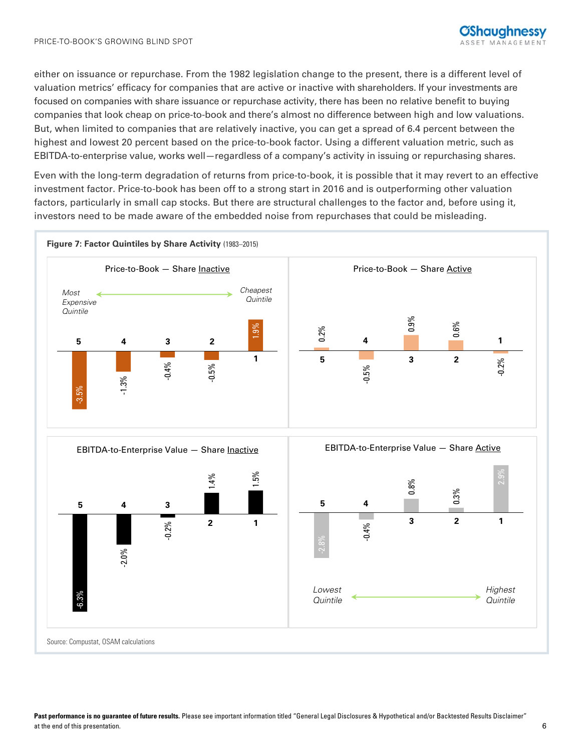either on issuance or repurchase. From the 1982 legislation change to the present, there is a different level of valuation metrics' efficacy for companies that are active or inactive with shareholders. If your investments are focused on companies with share issuance or repurchase activity, there has been no relative benefit to buying companies that look cheap on price-to-book and there's almost no difference between high and low valuations. But, when limited to companies that are relatively inactive, you can get a spread of 6.4 percent between the highest and lowest 20 percent based on the price-to-book factor. Using a different valuation metric, such as EBITDA-to-enterprise value, works well—regardless of a company's activity in issuing or repurchasing shares.

Even with the long-term degradation of returns from price-to-book, it is possible that it may revert to an effective investment factor. Price-to-book has been off to a strong start in 2016 and is outperforming other valuation factors, particularly in small cap stocks. But there are structural challenges to the factor and, before using it, investors need to be made aware of the embedded noise from repurchases that could be misleading.

**Figure 7: Factor Quintiles by Share Activity** (1983–2015)

| Quintile | Price-to-Book — Share Inactive | Price-to-Book — Share Active | EBITDA-to-Enterprise Value — Share Inactive | EBITDA-to-Enterprise Value — Share Active |
|---|---|---|---|---|
| 5 | -3.5% | 0.2% | -6.3% | -2.8% |
| 4 | -1.3% | -0.5% | -2.0% | -0.4% |
| 3 | -0.4% | 0.9% | -0.2% | 0.8% |
| 2 | -0.5% | 0.6% | 1.4% | 0.3% |
| 1 | 1.9% | -0.2% | 1.5% | 2.9% |

Quintile 5 = Most Expensive / Lowest Quintile; Quintile 1 = Cheapest / Highest Quintile

Source: Compustat, OSAM calculations

**Past performance is no guarantee of future results.** Please see important information titled "General Legal Disclosures & Hypothetical and/or Backtested Results Disclaimer" at the end of this presentation.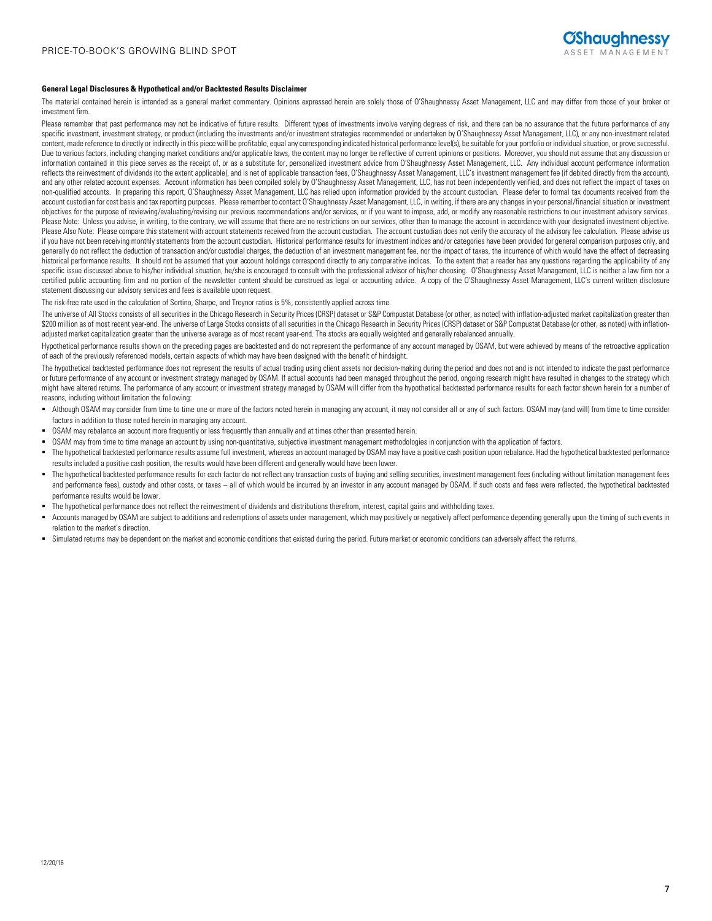**General Legal Disclosures & Hypothetical and/or Backtested Results Disclaimer**

The material contained herein is intended as a general market commentary. Opinions expressed herein are solely those of O'Shaughnessy Asset Management, LLC and may differ from those of your broker or investment firm.

Please remember that past performance may not be indicative of future results. Different types of investments involve varying degrees of risk, and there can be no assurance that the future performance of any specific investment, investment strategy, or product (including the investments and/or investment strategies recommended or undertaken by O'Shaughnessy Asset Management, LLC), or any non-investment related content, made reference to directly or indirectly in this piece will be profitable, equal any corresponding indicated historical performance level(s), be suitable for your portfolio or individual situation, or prove successful. Due to various factors, including changing market conditions and/or applicable laws, the content may no longer be reflective of current opinions or positions. Moreover, you should not assume that any discussion or information contained in this piece serves as the receipt of, or as a substitute for, personalized investment advice from O'Shaughnessy Asset Management, LLC. Any individual account performance information reflects the reinvestment of dividends (to the extent applicable), and is net of applicable transaction fees, O'Shaughnessy Asset Management, LLC's investment management fee (if debited directly from the account), and any other related account expenses. Account information has been compiled solely by O'Shaughnessy Asset Management, LLC, has not been independently verified, and does not reflect the impact of taxes on non-qualified accounts. In preparing this report, O'Shaughnessy Asset Management, LLC has relied upon information provided by the account custodian. Please defer to formal tax documents received from the account custodian for cost basis and tax reporting purposes. Please remember to contact O'Shaughnessy Asset Management, LLC, in writing, if there are any changes in your personal/financial situation or investment objectives for the purpose of reviewing/evaluating/revising our previous recommendations and/or services, or if you want to impose, add, or modify any reasonable restrictions to our investment advisory services. Please Note: Unless you advise, in writing, to the contrary, we will assume that there are no restrictions on our services, other than to manage the account in accordance with your designated investment objective. Please Also Note: Please compare this statement with account statements received from the account custodian. The account custodian does not verify the accuracy of the advisory fee calculation. Please advise us if you have not been receiving monthly statements from the account custodian. Historical performance results for investment indices and/or categories have been provided for general comparison purposes only, and generally do not reflect the deduction of transaction and/or custodial charges, the deduction of an investment management fee, nor the impact of taxes, the incurrence of which would have the effect of decreasing historical performance results. It should not be assumed that your account holdings correspond directly to any comparative indices. To the extent that a reader has any questions regarding the applicability of any specific issue discussed above to his/her individual situation, he/she is encouraged to consult with the professional advisor of his/her choosing. O'Shaughnessy Asset Management, LLC is neither a law firm nor a certified public accounting firm and no portion of the newsletter content should be construed as legal or accounting advice. A copy of the O'Shaughnessy Asset Management, LLC's current written disclosure statement discussing our advisory services and fees is available upon request.

The risk-free rate used in the calculation of Sortino, Sharpe, and Treynor ratios is 5%, consistently applied across time.

The universe of All Stocks consists of all securities in the Chicago Research in Security Prices (CRSP) dataset or S&P Compustat Database (or other, as noted) with inflation-adjusted market capitalization greater than $200 million as of most recent year-end. The universe of Large Stocks consists of all securities in the Chicago Research in Security Prices (CRSP) dataset or S&P Compustat Database (or other, as noted) with inflation-adjusted market capitalization greater than the universe average as of most recent year-end. The stocks are equally weighted and generally rebalanced annually.

Hypothetical performance results shown on the preceding pages are backtested and do not represent the performance of any account managed by OSAM, but were achieved by means of the retroactive application of each of the previously referenced models, certain aspects of which may have been designed with the benefit of hindsight.

The hypothetical backtested performance does not represent the results of actual trading using client assets nor decision-making during the period and does not and is not intended to indicate the past performance or future performance of any account or investment strategy managed by OSAM. If actual accounts had been managed throughout the period, ongoing research might have resulted in changes to the strategy which might have altered returns. The performance of any account or investment strategy managed by OSAM will differ from the hypothetical backtested performance results for each factor shown herein for a number of reasons, including without limitation the following:

- Although OSAM may consider from time to time one or more of the factors noted herein in managing any account, it may not consider all or any of such factors. OSAM may (and will) from time to time consider factors in addition to those noted herein in managing any account.
- OSAM may rebalance an account more frequently or less frequently than annually and at times other than presented herein.
- OSAM may from time to time manage an account by using non-quantitative, subjective investment management methodologies in conjunction with the application of factors.
- The hypothetical backtested performance results assume full investment, whereas an account managed by OSAM may have a positive cash position upon rebalance. Had the hypothetical backtested performance results included a positive cash position, the results would have been different and generally would have been lower.
- The hypothetical backtested performance results for each factor do not reflect any transaction costs of buying and selling securities, investment management fees (including without limitation management fees and performance fees), custody and other costs, or taxes – all of which would be incurred by an investor in any account managed by OSAM. If such costs and fees were reflected, the hypothetical backtested performance results would be lower.
- The hypothetical performance does not reflect the reinvestment of dividends and distributions therefrom, interest, capital gains and withholding taxes.
- Accounts managed by OSAM are subject to additions and redemptions of assets under management, which may positively or negatively affect performance depending generally upon the timing of such events in relation to the market's direction.
- Simulated returns may be dependent on the market and economic conditions that existed during the period. Future market or economic conditions can adversely affect the returns.

12/20/16